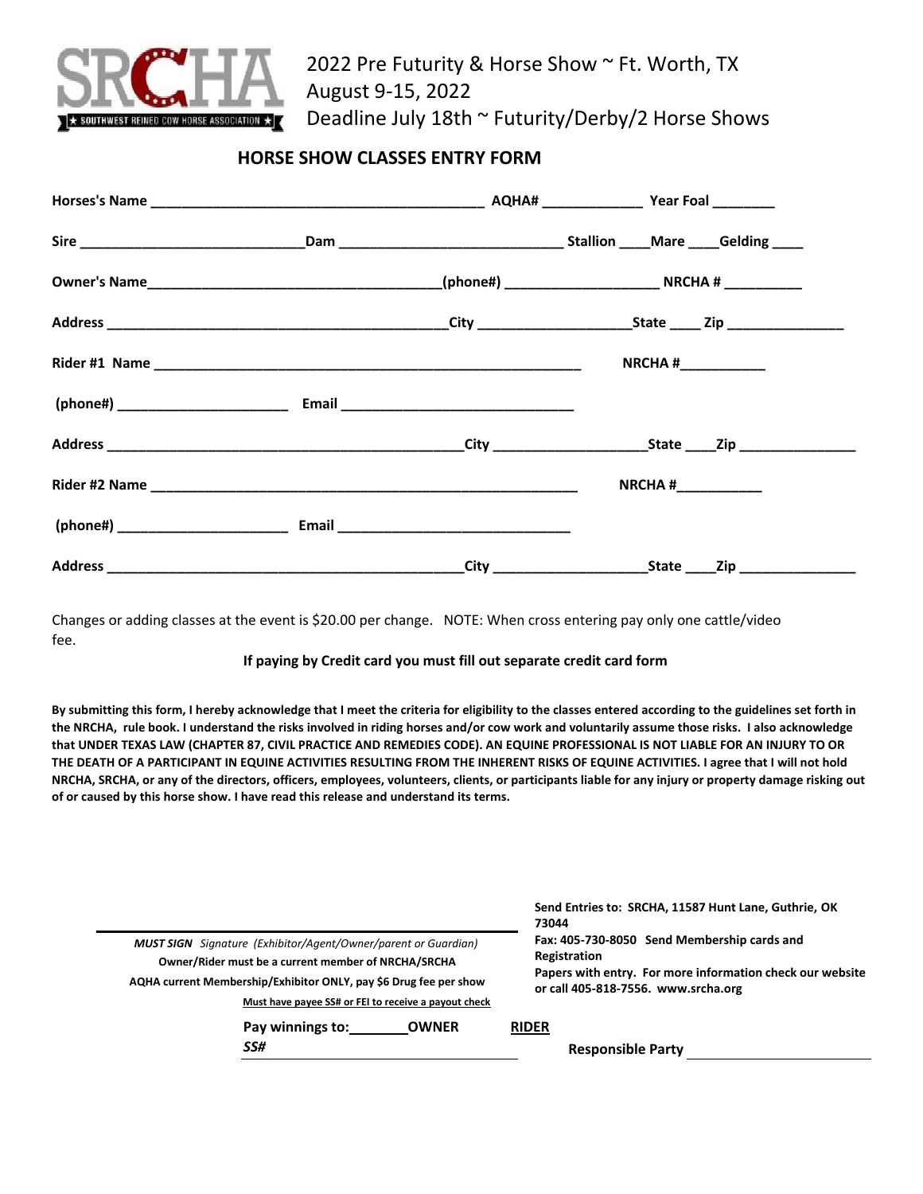SRCHA
★ SOUTHWEST REINED COW HORSE ASSOCIATION ★

2022 Pre Futurity & Horse Show ~ Ft. Worth, TX
August 9-15, 2022
Deadline July 18th ~ Futurity/Derby/2 Horse Shows

## HORSE SHOW CLASSES ENTRY FORM

**Horses's Name** ________________________________________ **AQHA#** ____________ **Year Foal** ________

**Sire** ____________________________ **Dam** ____________________________ **Stallion** ____ **Mare** ____ **Gelding** ____

**Owner's Name** ____________________________________ **(phone#)** ___________________ **NRCHA #** __________

**Address** ____________________________________________ **City** ___________________ **State** ____ **Zip** _______________

**Rider #1 Name** ______________________________________________________ **NRCHA #** ___________

**(phone#)** _____________________ **Email** _____________________________

**Address** ______________________________________________ **City** ___________________ **State** ____ **Zip** _______________

**Rider #2 Name** ______________________________________________________ **NRCHA #** ___________

**(phone#)** _____________________ **Email** _____________________________

**Address** ______________________________________________ **City** ___________________ **State** ____ **Zip** _______________

Changes or adding classes at the event is $20.00 per change. NOTE: When cross entering pay only one cattle/video fee.

**If paying by Credit card you must fill out separate credit card form**

**By submitting this form, I hereby acknowledge that I meet the criteria for eligibility to the classes entered according to the guidelines set forth in the NRCHA, rule book. I understand the risks involved in riding horses and/or cow work and voluntarily assume those risks. I also acknowledge that UNDER TEXAS LAW (CHAPTER 87, CIVIL PRACTICE AND REMEDIES CODE). AN EQUINE PROFESSIONAL IS NOT LIABLE FOR AN INJURY TO OR THE DEATH OF A PARTICIPANT IN EQUINE ACTIVITIES RESULTING FROM THE INHERENT RISKS OF EQUINE ACTIVITIES. I agree that I will not hold NRCHA, SRCHA, or any of the directors, officers, employees, volunteers, clients, or participants liable for any injury or property damage risking out of or caused by this horse show. I have read this release and understand its terms.**

______________________________________________

***MUST SIGN*** *Signature (Exhibitor/Agent/Owner/parent or Guardian)*

**Owner/Rider must be a current member of NRCHA/SRCHA**

**AQHA current Membership/Exhibitor ONLY, pay $6 Drug fee per show**

**Must have payee SS# or FEI to receive a payout check**

**Pay winnings to:** _______ **OWNER** **RIDER**

***SS#*** ______________________________

**Send Entries to: SRCHA, 11587 Hunt Lane, Guthrie, OK 73044**
**Fax: 405-730-8050 Send Membership cards and Registration Papers with entry. For more information check our website or call 405-818-7556. www.srcha.org**

**Responsible Party** ______________________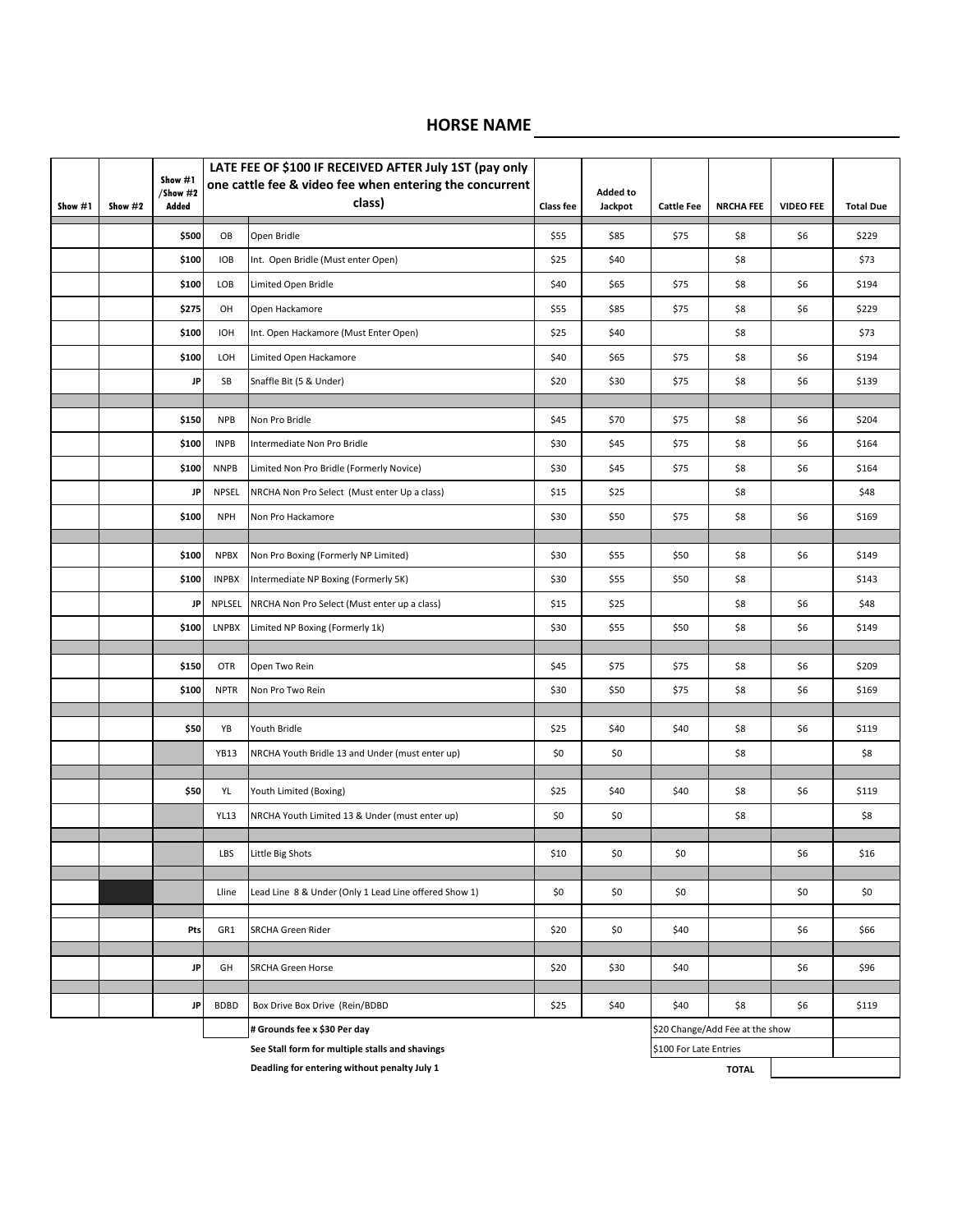## HORSE NAME ___________________________

| Show #1 | Show #2 | Show #1 /Show #2 Added | LATE FEE OF $100 IF RECEIVED AFTER July 1ST (pay only one cattle fee & video fee when entering the concurrent class) | | Class fee | Added to Jackpot | Cattle Fee | NRCHA FEE | VIDEO FEE | Total Due |
|---|---|---|---|---|---|---|---|---|---|---|
| | | $500 | OB | Open Bridle | $55 | $85 | $75 | $8 | $6 | $229 |
| | | $100 | IOB | Int. Open Bridle (Must enter Open) | $25 | $40 | | $8 | | $73 |
| | | $100 | LOB | Limited Open Bridle | $40 | $65 | $75 | $8 | $6 | $194 |
| | | $275 | OH | Open Hackamore | $55 | $85 | $75 | $8 | $6 | $229 |
| | | $100 | IOH | Int. Open Hackamore (Must Enter Open) | $25 | $40 | | $8 | | $73 |
| | | $100 | LOH | Limited Open Hackamore | $40 | $65 | $75 | $8 | $6 | $194 |
| | | JP | SB | Snaffle Bit (5 & Under) | $20 | $30 | $75 | $8 | $6 | $139 |
| | | | | | | | | | | |
| | | $150 | NPB | Non Pro Bridle | $45 | $70 | $75 | $8 | $6 | $204 |
| | | $100 | INPB | Intermediate Non Pro Bridle | $30 | $45 | $75 | $8 | $6 | $164 |
| | | $100 | NNPB | Limited Non Pro Bridle (Formerly Novice) | $30 | $45 | $75 | $8 | $6 | $164 |
| | | JP | NPSEL | NRCHA Non Pro Select (Must enter Up a class) | $15 | $25 | | $8 | | $48 |
| | | $100 | NPH | Non Pro Hackamore | $30 | $50 | $75 | $8 | $6 | $169 |
| | | | | | | | | | | |
| | | $100 | NPBX | Non Pro Boxing (Formerly NP Limited) | $30 | $55 | $50 | $8 | $6 | $149 |
| | | $100 | INPBX | Intermediate NP Boxing (Formerly 5K) | $30 | $55 | $50 | $8 | | $143 |
| | | JP | NPLSEL | NRCHA Non Pro Select (Must enter up a class) | $15 | $25 | | $8 | $6 | $48 |
| | | $100 | LNPBX | Limited NP Boxing (Formerly 1k) | $30 | $55 | $50 | $8 | $6 | $149 |
| | | | | | | | | | | |
| | | $150 | OTR | Open Two Rein | $45 | $75 | $75 | $8 | $6 | $209 |
| | | $100 | NPTR | Non Pro Two Rein | $30 | $50 | $75 | $8 | $6 | $169 |
| | | | | | | | | | | |
| | | $50 | YB | Youth Bridle | $25 | $40 | $40 | $8 | $6 | $119 |
| | | | YB13 | NRCHA Youth Bridle 13 and Under (must enter up) | $0 | $0 | | $8 | | $8 |
| | | | | | | | | | | |
| | | $50 | YL | Youth Limited (Boxing) | $25 | $40 | $40 | $8 | $6 | $119 |
| | | | YL13 | NRCHA Youth Limited 13 & Under (must enter up) | $0 | $0 | | $8 | | $8 |
| | | | | | | | | | | |
| | | | LBS | Little Big Shots | $10 | $0 | $0 | | $6 | $16 |
| | | | | | | | | | | |
| | | | Lline | Lead Line 8 & Under (Only 1 Lead Line offered Show 1) | $0 | $0 | $0 | | $0 | $0 |
| | | | | | | | | | | |
| | | Pts | GR1 | SRCHA Green Rider | $20 | $0 | $40 | | $6 | $66 |
| | | | | | | | | | | |
| | | JP | GH | SRCHA Green Horse | $20 | $30 | $40 | | $6 | $96 |
| | | | | | | | | | | |
| | | JP | BDBD | Box Drive Box Drive (Rein/BDBD) | $25 | $40 | $40 | $8 | $6 | $119 |
| | | | | **# Grounds fee x $30 Per day** | | | $20 Change/Add Fee at the show | | | |
| | | | | **See Stall form for multiple stalls and shavings** | | | $100 For Late Entries | | | |
| | | | | **Deadling for entering without penalty July 1** | | | | **TOTAL** | | |